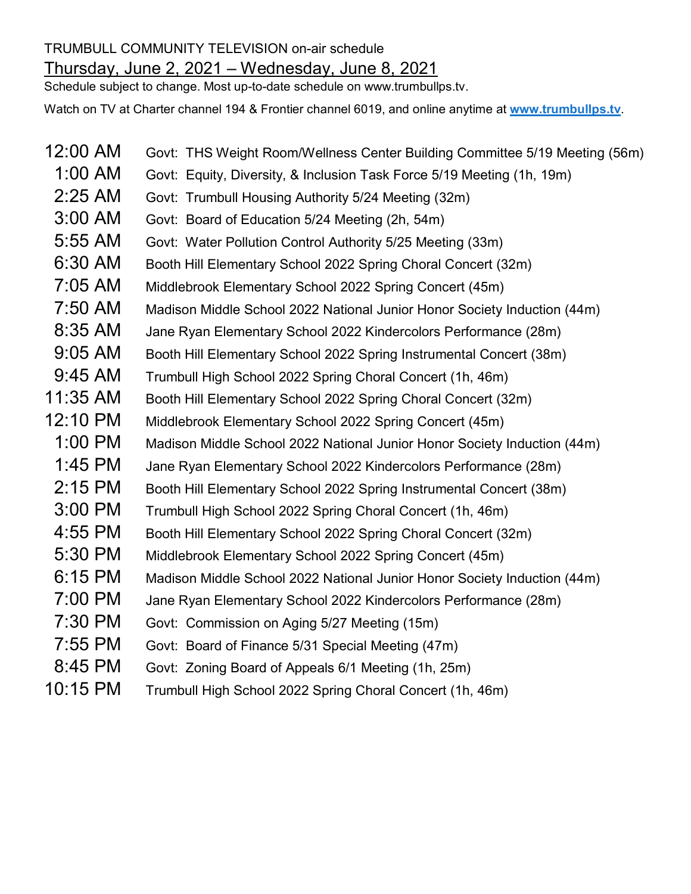TRUMBULL COMMUNITY TELEVISION on-air schedule

Thursday, June 2, 2021 – Wednesday, June 8, 2021

Schedule subject to change. Most up-to-date schedule on www.trumbullps.tv.

Watch on TV at Charter channel 194 & Frontier channel 6019, and online anytime at **www.trumbullps.tv**.

| | |
|---|---|
| 12:00 AM | Govt: THS Weight Room/Wellness Center Building Committee 5/19 Meeting (56m) |
| 1:00 AM | Govt: Equity, Diversity, & Inclusion Task Force 5/19 Meeting (1h, 19m) |
| 2:25 AM | Govt: Trumbull Housing Authority 5/24 Meeting (32m) |
| 3:00 AM | Govt: Board of Education 5/24 Meeting (2h, 54m) |
| 5:55 AM | Govt: Water Pollution Control Authority 5/25 Meeting (33m) |
| 6:30 AM | Booth Hill Elementary School 2022 Spring Choral Concert (32m) |
| 7:05 AM | Middlebrook Elementary School 2022 Spring Concert (45m) |
| 7:50 AM | Madison Middle School 2022 National Junior Honor Society Induction (44m) |
| 8:35 AM | Jane Ryan Elementary School 2022 Kindercolors Performance (28m) |
| 9:05 AM | Booth Hill Elementary School 2022 Spring Instrumental Concert (38m) |
| 9:45 AM | Trumbull High School 2022 Spring Choral Concert (1h, 46m) |
| 11:35 AM | Booth Hill Elementary School 2022 Spring Choral Concert (32m) |
| 12:10 PM | Middlebrook Elementary School 2022 Spring Concert (45m) |
| 1:00 PM | Madison Middle School 2022 National Junior Honor Society Induction (44m) |
| 1:45 PM | Jane Ryan Elementary School 2022 Kindercolors Performance (28m) |
| 2:15 PM | Booth Hill Elementary School 2022 Spring Instrumental Concert (38m) |
| 3:00 PM | Trumbull High School 2022 Spring Choral Concert (1h, 46m) |
| 4:55 PM | Booth Hill Elementary School 2022 Spring Choral Concert (32m) |
| 5:30 PM | Middlebrook Elementary School 2022 Spring Concert (45m) |
| 6:15 PM | Madison Middle School 2022 National Junior Honor Society Induction (44m) |
| 7:00 PM | Jane Ryan Elementary School 2022 Kindercolors Performance (28m) |
| 7:30 PM | Govt: Commission on Aging 5/27 Meeting (15m) |
| 7:55 PM | Govt: Board of Finance 5/31 Special Meeting (47m) |
| 8:45 PM | Govt: Zoning Board of Appeals 6/1 Meeting (1h, 25m) |
| 10:15 PM | Trumbull High School 2022 Spring Choral Concert (1h, 46m) |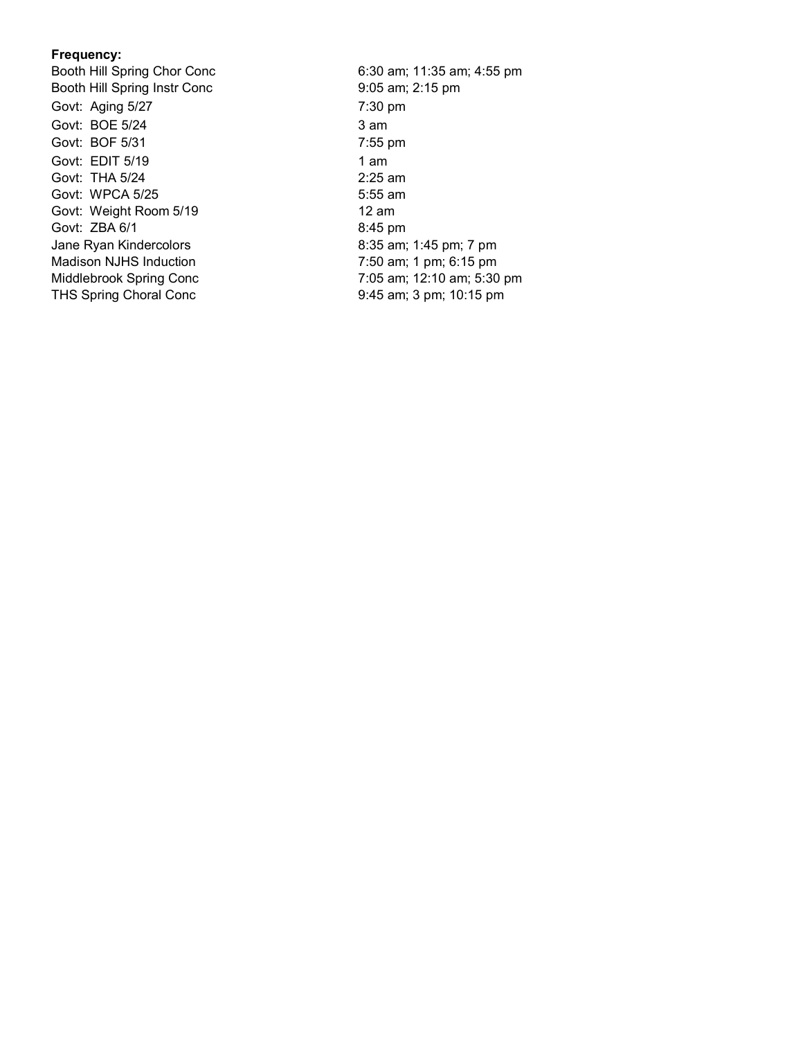**Frequency:**

| | |
|---|---|
| Booth Hill Spring Chor Conc | 6:30 am; 11:35 am; 4:55 pm |
| Booth Hill Spring Instr Conc | 9:05 am; 2:15 pm |
| Govt: Aging 5/27 | 7:30 pm |
| Govt: BOE 5/24 | 3 am |
| Govt: BOF 5/31 | 7:55 pm |
| Govt: EDIT 5/19 | 1 am |
| Govt: THA 5/24 | 2:25 am |
| Govt: WPCA 5/25 | 5:55 am |
| Govt: Weight Room 5/19 | 12 am |
| Govt: ZBA 6/1 | 8:45 pm |
| Jane Ryan Kindercolors | 8:35 am; 1:45 pm; 7 pm |
| Madison NJHS Induction | 7:50 am; 1 pm; 6:15 pm |
| Middlebrook Spring Conc | 7:05 am; 12:10 am; 5:30 pm |
| THS Spring Choral Conc | 9:45 am; 3 pm; 10:15 pm |